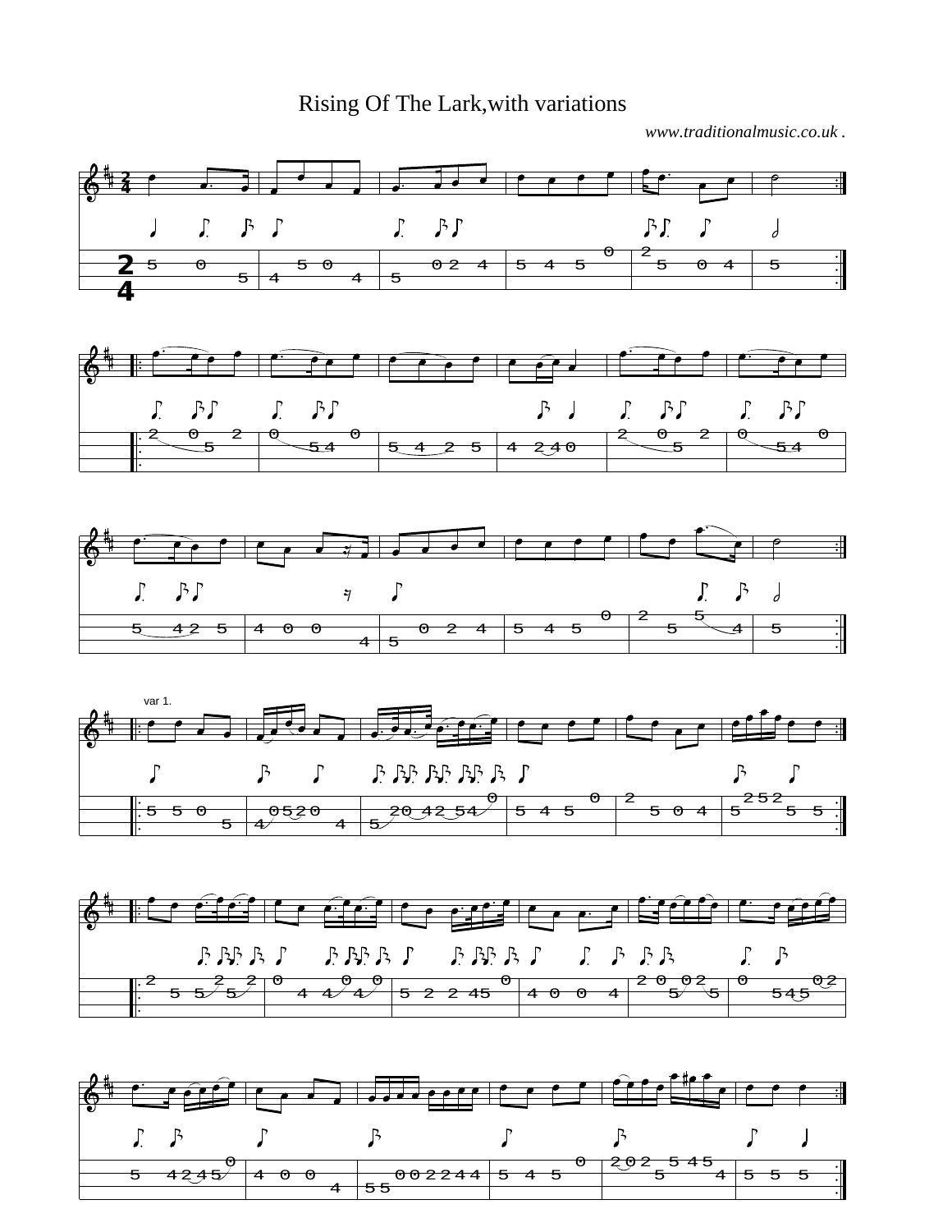# Rising Of The Lark,with variations

*www.traditionalmusic.co.uk .*

var 1.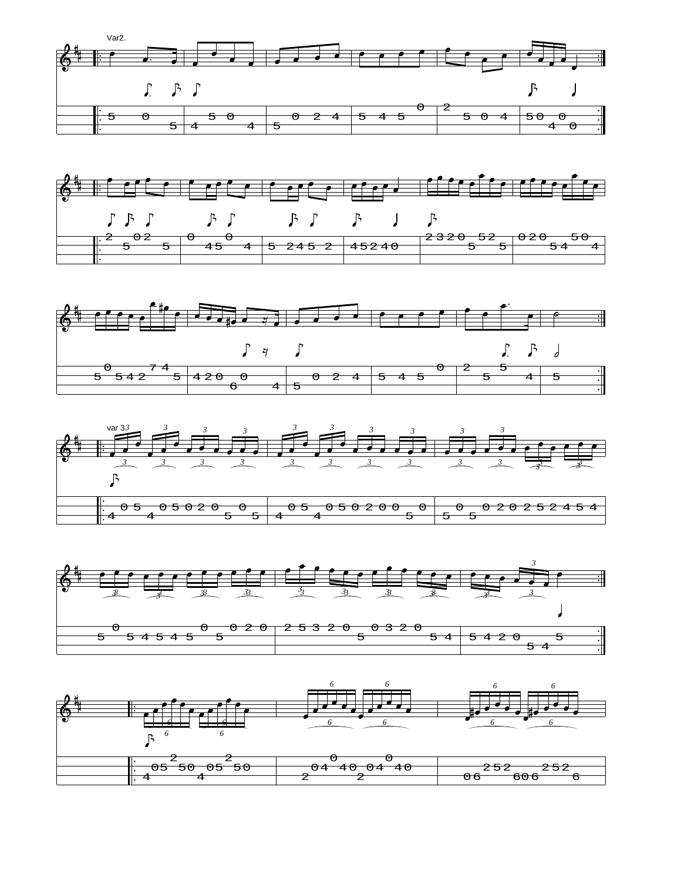Var2.

var 3